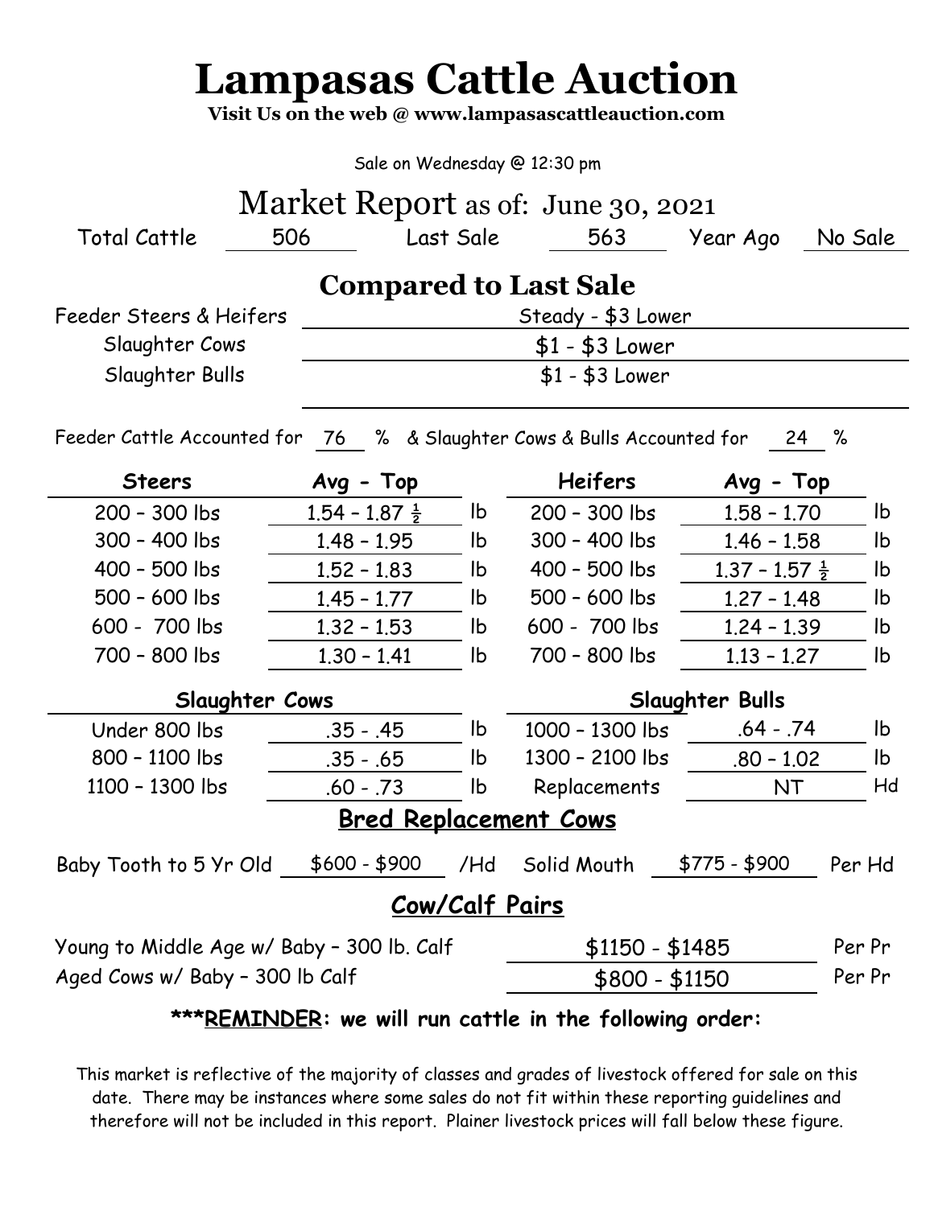# Lampasas Cattle Auction

**Visit Us on the web @ www.lampasascattleauction.com**

Sale on Wednesday @ 12:30 pm

## Market Report as of: June 30, 2021

| Total Cattle | 506 | Last Sale | 563 | Year Ago | No Sale |
|---|---|---|---|---|---|

## Compared to Last Sale

| | |
|---|---|
| Feeder Steers & Heifers | Steady - $3 Lower |
| Slaughter Cows | $1 - $3 Lower |
| Slaughter Bulls | $1 - $3 Lower |

Feeder Cattle Accounted for 76 % & Slaughter Cows & Bulls Accounted for 24 %

| Steers | Avg - Top | | Heifers | Avg - Top | |
|---|---|---|---|---|---|
| 200 – 300 lbs | 1.54 – 1.87 ½ | lb | 200 – 300 lbs | 1.58 – 1.70 | lb |
| 300 – 400 lbs | 1.48 – 1.95 | lb | 300 – 400 lbs | 1.46 – 1.58 | lb |
| 400 – 500 lbs | 1.52 – 1.83 | lb | 400 – 500 lbs | 1.37 – 1.57 ½ | lb |
| 500 – 600 lbs | 1.45 – 1.77 | lb | 500 – 600 lbs | 1.27 – 1.48 | lb |
| 600 - 700 lbs | 1.32 – 1.53 | lb | 600 - 700 lbs | 1.24 – 1.39 | lb |
| 700 – 800 lbs | 1.30 – 1.41 | lb | 700 – 800 lbs | 1.13 – 1.27 | lb |

| Slaughter Cows | | | Slaughter Bulls | | |
|---|---|---|---|---|---|
| Under 800 lbs | .35 - .45 | lb | 1000 – 1300 lbs | .64 - .74 | lb |
| 800 – 1100 lbs | .35 - .65 | lb | 1300 – 2100 lbs | .80 – 1.02 | lb |
| 1100 – 1300 lbs | .60 - .73 | lb | Replacements | NT | Hd |

## Bred Replacement Cows

| | | | | | |
|---|---|---|---|---|---|
| Baby Tooth to 5 Yr Old | $600 - $900 | /Hd | Solid Mouth | $775 - $900 | Per Hd |

## Cow/Calf Pairs

| | | |
|---|---|---|
| Young to Middle Age w/ Baby – 300 lb. Calf | $1150 - $1485 | Per Pr |
| Aged Cows w/ Baby – 300 lb Calf | $800 - $1150 | Per Pr |

**\*\*\*REMINDER: we will run cattle in the following order:**

This market is reflective of the majority of classes and grades of livestock offered for sale on this date. There may be instances where some sales do not fit within these reporting guidelines and therefore will not be included in this report. Plainer livestock prices will fall below these figure.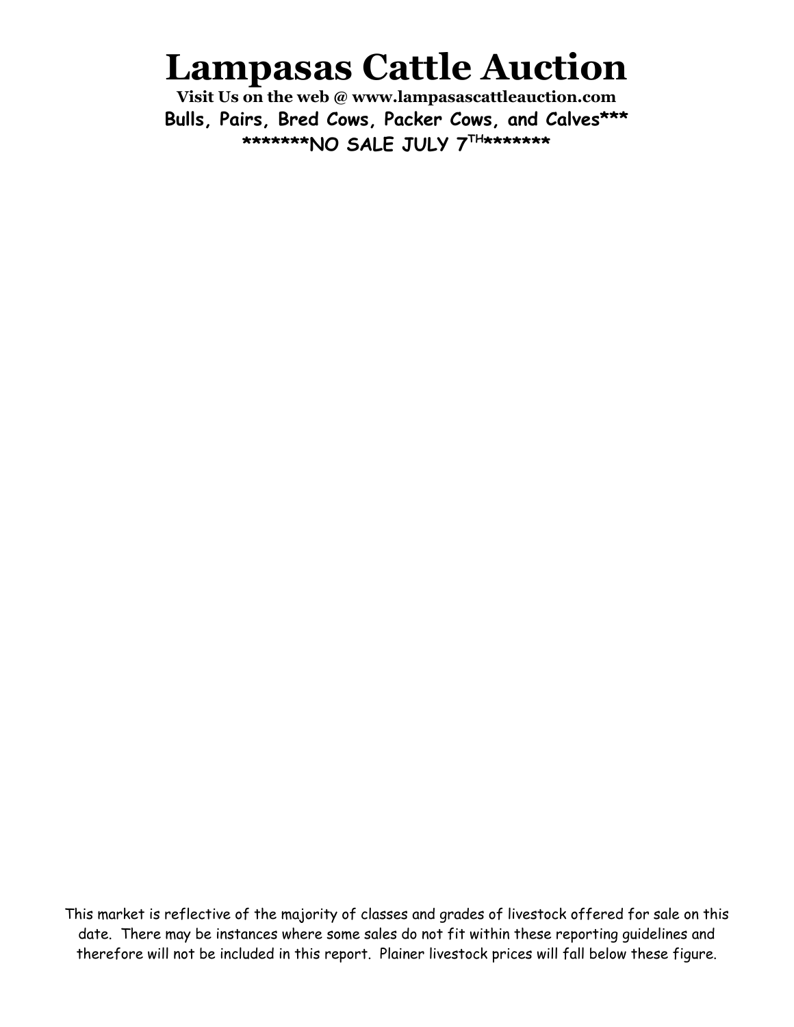# Lampasas Cattle Auction

**Visit Us on the web @ www.lampasascattleauction.com**

**Bulls, Pairs, Bred Cows, Packer Cows, and Calves*****

**\*\*\*\*\*\*\*NO SALE JULY 7TH\*\*\*\*\*\*\***

This market is reflective of the majority of classes and grades of livestock offered for sale on this date. There may be instances where some sales do not fit within these reporting guidelines and therefore will not be included in this report. Plainer livestock prices will fall below these figure.